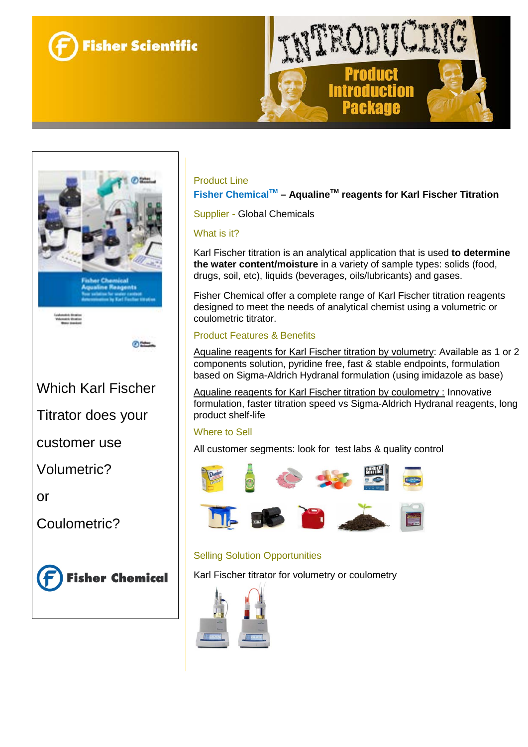Fisher Scientific

INTRODUCING

Product Introduction Package

Which Karl Fischer Titrator does your customer use Volumetric? or Coulometric?

Fisher Chemical

Product Line

**Fisher Chemical™ – Aqualine™ reagents for Karl Fischer Titration**

Supplier - Global Chemicals

What is it?

Karl Fischer titration is an analytical application that is used **to determine the water content/moisture** in a variety of sample types: solids (food, drugs, soil, etc), liquids (beverages, oils/lubricants) and gases.

Fisher Chemical offer a complete range of Karl Fischer titration reagents designed to meet the needs of analytical chemist using a volumetric or coulometric titrator.

Product Features & Benefits

Aqualine reagents for Karl Fischer titration by volumetry: Available as 1 or 2 components solution, pyridine free, fast & stable endpoints, formulation based on Sigma-Aldrich Hydranal formulation (using imidazole as base)

Aqualine reagents for Karl Fischer titration by coulometry : Innovative formulation, faster titration speed vs Sigma-Aldrich Hydranal reagents, long product shelf-life

Where to Sell

All customer segments: look for test labs & quality control

Selling Solution Opportunities

Karl Fischer titrator for volumetry or coulometry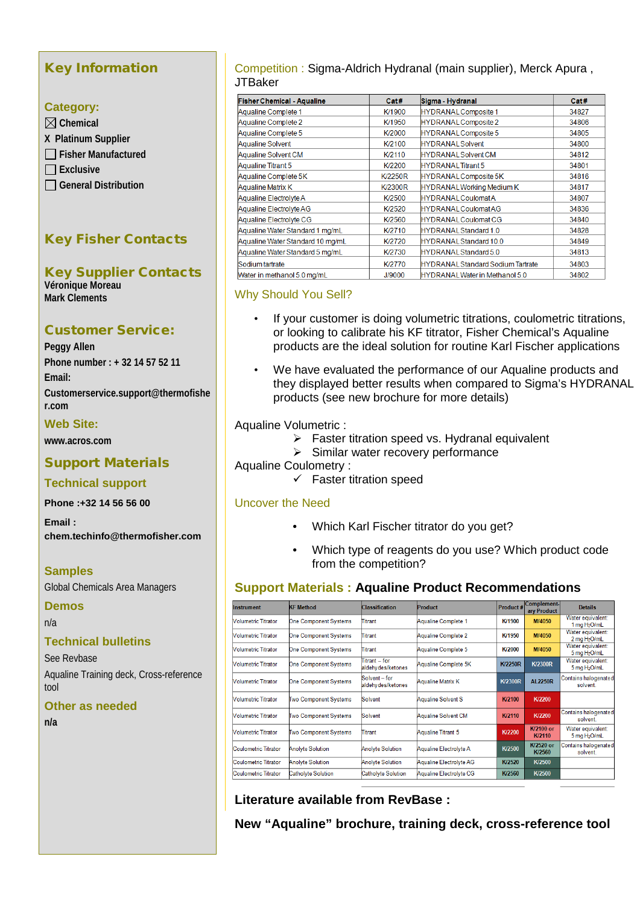## Key Information

### Category:

☒ Chemical

X Platinum Supplier

☐ Fisher Manufactured

☐ Exclusive

☐ General Distribution

### Key Fisher Contacts

### Key Supplier Contacts

Véronique Moreau
Mark Clements

### Customer Service:

Peggy Allen

Phone number : + 32 14 57 52 11

Email:

Customerservice.support@thermofisher.com

### Web Site:

www.acros.com

### Support Materials

#### Technical support

Phone :+32 14 56 56 00

Email :
chem.techinfo@thermofisher.com

#### Samples

Global Chemicals Area Managers

#### Demos

n/a

#### Technical bulletins

See Revbase

Aqualine Training deck, Cross-reference tool

#### Other as needed

n/a

---

Competition : Sigma-Aldrich Hydranal (main supplier), Merck Apura , JTBaker

| Fisher Chemical - Aqualine | Cat# | Sigma - Hydranal | Cat# |
|---|---|---|---|
| Aqualine Complete 1 | K/1900 | HYDRANAL Composite 1 | 34827 |
| Aqualine Complete 2 | K/1950 | HYDRANAL Composite 2 | 34806 |
| Aqualine Complete 5 | K/2000 | HYDRANAL Composite 5 | 34805 |
| Aqualine Solvent | K/2100 | HYDRANAL Solvent | 34800 |
| Aqualine Solvent CM | K/2110 | HYDRANAL Solvent CM | 34812 |
| Aqualine Titrant 5 | K/2200 | HYDRANAL Titrant 5 | 34801 |
| Aqualine Complete 5K | K/2250R | HYDRANAL Composite 5K | 34816 |
| Aqualine Matrix K | K/2300R | HYDRANAL Working Medium K | 34817 |
| Aqualine Electrolyte A | K/2500 | HYDRANAL Coulomat A | 34807 |
| Aqualine Electrolyte AG | K/2520 | HYDRANAL Coulomat AG | 34836 |
| Aqualine Electrolyte CG | K/2560 | HYDRANAL Coulomat CG | 34840 |
| Aqualine Water Standard 1 mg/mL | K/2710 | HYDRANAL Standard 1.0 | 34828 |
| Aqualine Water Standard 10 mg/mL | K/2720 | HYDRANAL Standard 10.0 | 34849 |
| Aqualine Water Standard 5 mg/mL | K/2730 | HYDRANAL Standard 5.0 | 34813 |
| Sodium tartrate | K/2770 | HYDRANAL Standard Sodium Tartrate | 34803 |
| Water in methanol 5.0 mg/mL | J/9000 | HYDRANAL Water in Methanol 5.0 | 34802 |

### Why Should You Sell?

- If your customer is doing volumetric titrations, coulometric titrations, or looking to calibrate his KF titrator, Fisher Chemical's Aqualine products are the ideal solution for routine Karl Fischer applications
- We have evaluated the performance of our Aqualine products and they displayed better results when compared to Sigma's HYDRANAL products (see new brochure for more details)

Aqualine Volumetric :

- ➢ Faster titration speed vs. Hydranal equivalent
- ➢ Similar water recovery performance

Aqualine Coulometry :

- ✓ Faster titration speed

### Uncover the Need

- Which Karl Fischer titrator do you get?
- Which type of reagents do you use? Which product code from the competition?

### Support Materials : Aqualine Product Recommendations

| Instrument | KF Method | Classification | Product | Product # | Complementary Product | Details |
|---|---|---|---|---|---|---|
| Volumetric Titrator | One Component Systems | Titrant | Aqualine Complete 1 | K/1900 | M/4050 | Water equivalent: 1 mg $H_2O$/mL |
| Volumetric Titrator | One Component Systems | Titrant | Aqualine Complete 2 | K/1950 | M/4050 | Water equivalent: 2 mg $H_2O$/mL |
| Volumetric Titrator | One Component Systems | Titrant | Aqualine Complete 5 | K/2000 | M/4050 | Water equivalent: 5 mg $H_2O$/mL |
| Volumetric Titrator | One Component Systems | Titrant – for aldehydes/ketones | Aqualine Complete 5K | K/2250R | K/2300R | Water equivalent: 5 mg $H_2O$/mL |
| Volumetric Titrator | One Component Systems | Solvent – for aldehydes/ketones | Aqualine Matrix K | K/2300R | AL2250R | Contains halogenated solvent. |
| Volumetric Titrator | Two Component Systems | Solvent | Aqualine Solvent S | K/2100 | K/2200 | |
| Volumetric Titrator | Two Component Systems | Solvent | Aqualine Solvent CM | K/2110 | K/2200 | Contains halogenated solvent. |
| Volumetric Titrator | Two Component Systems | Titrant | Aqualine Titrant 5 | K/2200 | K/2100 or K/2110 | Water equivalent: 5 mg $H_2O$/mL |
| Coulometric Titrator | Anolyte Solution | Anolyte Solution | Aqualine Electrolyte A | K/2500 | K/2520 or K/2560 | Contains halogenated solvent. |
| Coulometric Titrator | Anolyte Solution | Anolyte Solution | Aqualine Electrolyte AG | K/2520 | K/2500 | |
| Coulometric Titrator | Catholyte Solution | Catholyte Solution | Aqualine Electrolyte CG | K/2560 | K/2500 | |

**Literature available from RevBase :**

**New "Aqualine" brochure, training deck, cross-reference tool**